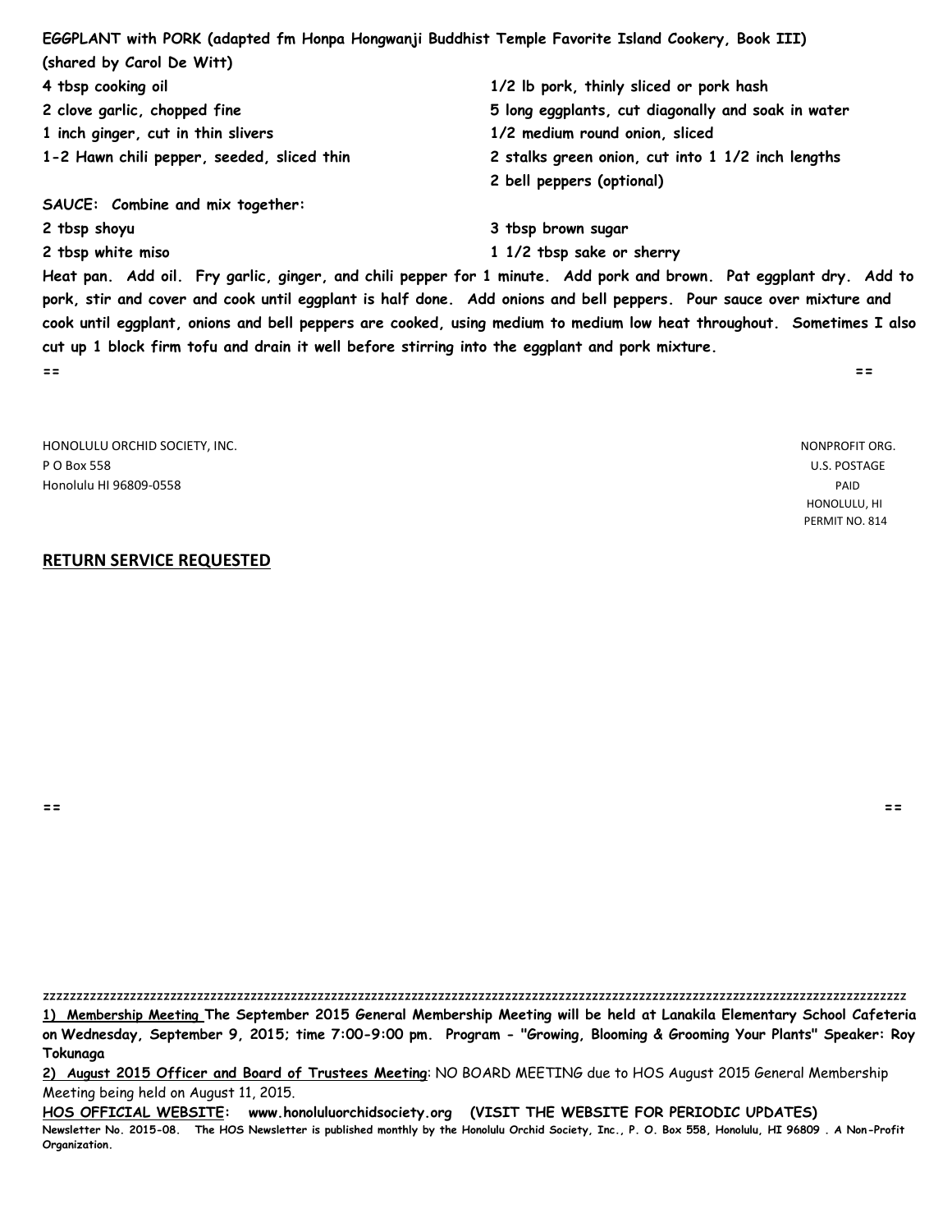**EGGPLANT with PORK (adapted fm Honpa Hongwanji Buddhist Temple Favorite Island Cookery, Book III)**
**(shared by Carol De Witt)**

**4 tbsp cooking oil**
**2 clove garlic, chopped fine**
**1 inch ginger, cut in thin slivers**
**1-2 Hawn chili pepper, seeded, sliced thin**
**1/2 lb pork, thinly sliced or pork hash**
**5 long eggplants, cut diagonally and soak in water**
**1/2 medium round onion, sliced**
**2 stalks green onion, cut into 1 1/2 inch lengths**
**2 bell peppers (optional)**

**SAUCE: Combine and mix together:**
**2 tbsp shoyu**
**2 tbsp white miso**
**3 tbsp brown sugar**
**1 1/2 tbsp sake or sherry**

**Heat pan. Add oil. Fry garlic, ginger, and chili pepper for 1 minute. Add pork and brown. Pat eggplant dry. Add to pork, stir and cover and cook until eggplant is half done. Add onions and bell peppers. Pour sauce over mixture and cook until eggplant, onions and bell peppers are cooked, using medium to medium low heat throughout. Sometimes I also cut up 1 block firm tofu and drain it well before stirring into the eggplant and pork mixture.**

== ==

HONOLULU ORCHID SOCIETY, INC.
P O Box 558
Honolulu HI 96809-0558

NONPROFIT ORG.
U.S. POSTAGE
PAID
HONOLULU, HI
PERMIT NO. 814

**RETURN SERVICE REQUESTED**

== ==

zzzzzzzzzzzzzzzzzzzzzzzzzzzzzzzzzzzzzzzzzzzzzzzzzzzzzzzzzzzzzzzzzzzzzzzzzzzzzzzzzzzzzzzzzzzzzzzzzzzzzzzzzzzzzzzzzz

**1) Membership Meeting The September 2015 General Membership Meeting will be held at Lanakila Elementary School Cafeteria on Wednesday, September 9, 2015; time 7:00-9:00 pm. Program - "Growing, Blooming & Grooming Your Plants" Speaker: Roy Tokunaga**

**2) August 2015 Officer and Board of Trustees Meeting**: NO BOARD MEETING due to HOS August 2015 General Membership Meeting being held on August 11, 2015.

**HOS OFFICIAL WEBSITE: www.honoluluorchidsociety.org (VISIT THE WEBSITE FOR PERIODIC UPDATES)**

**Newsletter No. 2015-08. The HOS Newsletter is published monthly by the Honolulu Orchid Society, Inc., P. O. Box 558, Honolulu, HI 96809 . A Non-Profit Organization.**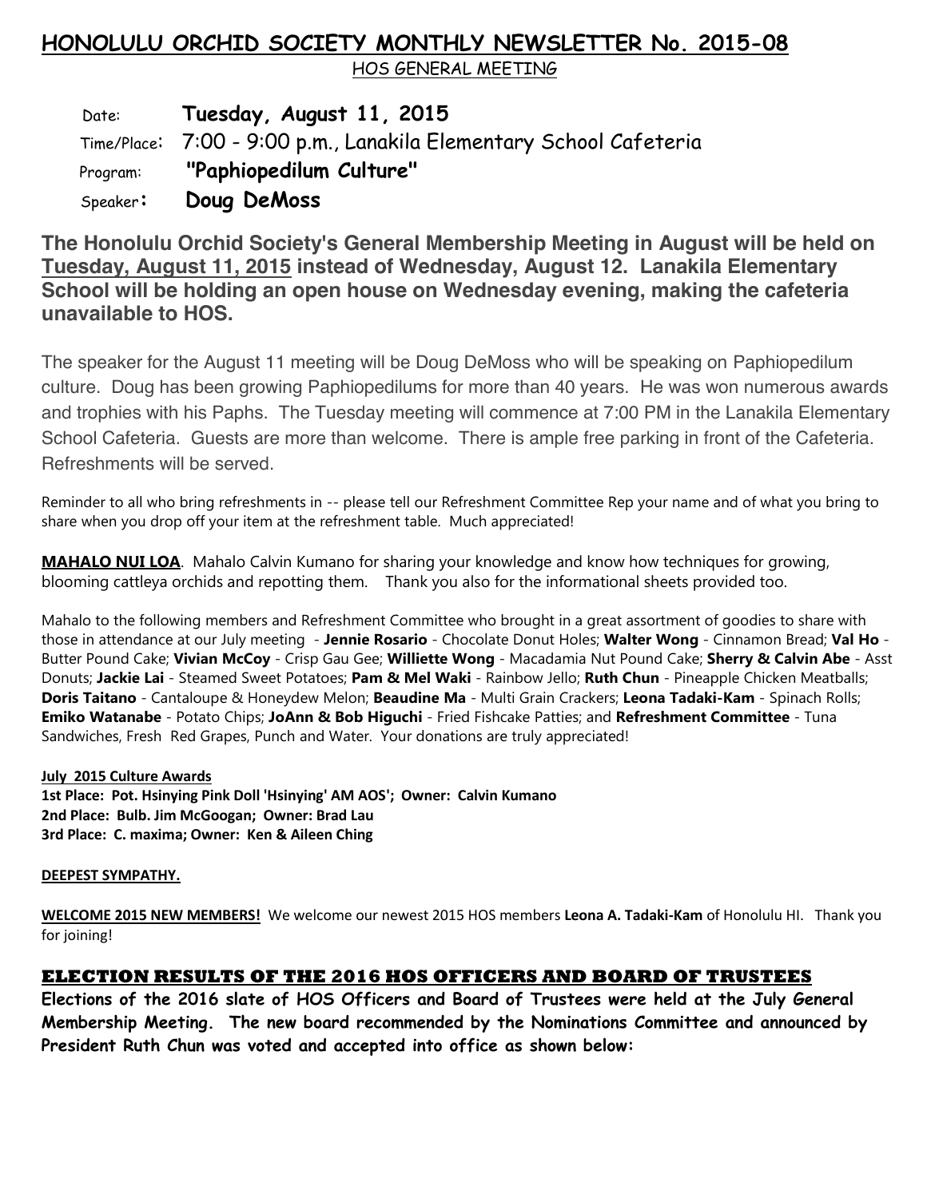# HONOLULU ORCHID SOCIETY MONTHLY NEWSLETTER No. 2015-08

HOS GENERAL MEETING

Date: **Tuesday, August 11, 2015**
Time/Place: 7:00 - 9:00 p.m., Lanakila Elementary School Cafeteria
Program: **"Paphiopedilum Culture"**
Speaker: **Doug DeMoss**

**The Honolulu Orchid Society's General Membership Meeting in August will be held on Tuesday, August 11, 2015 instead of Wednesday, August 12. Lanakila Elementary School will be holding an open house on Wednesday evening, making the cafeteria unavailable to HOS.**

The speaker for the August 11 meeting will be Doug DeMoss who will be speaking on Paphiopedilum culture. Doug has been growing Paphiopedilums for more than 40 years. He was won numerous awards and trophies with his Paphs. The Tuesday meeting will commence at 7:00 PM in the Lanakila Elementary School Cafeteria. Guests are more than welcome. There is ample free parking in front of the Cafeteria. Refreshments will be served.

Reminder to all who bring refreshments in -- please tell our Refreshment Committee Rep your name and of what you bring to share when you drop off your item at the refreshment table. Much appreciated!

**MAHALO NUI LOA**. Mahalo Calvin Kumano for sharing your knowledge and know how techniques for growing, blooming cattleya orchids and repotting them. Thank you also for the informational sheets provided too.

Mahalo to the following members and Refreshment Committee who brought in a great assortment of goodies to share with those in attendance at our July meeting - **Jennie Rosario** - Chocolate Donut Holes; **Walter Wong** - Cinnamon Bread; **Val Ho** - Butter Pound Cake; **Vivian McCoy** - Crisp Gau Gee; **Williette Wong** - Macadamia Nut Pound Cake; **Sherry & Calvin Abe** - Asst Donuts; **Jackie Lai** - Steamed Sweet Potatoes; **Pam & Mel Waki** - Rainbow Jello; **Ruth Chun** - Pineapple Chicken Meatballs; **Doris Taitano** - Cantaloupe & Honeydew Melon; **Beaudine Ma** - Multi Grain Crackers; **Leona Tadaki-Kam** - Spinach Rolls; **Emiko Watanabe** - Potato Chips; **JoAnn & Bob Higuchi** - Fried Fishcake Patties; and **Refreshment Committee** - Tuna Sandwiches, Fresh Red Grapes, Punch and Water. Your donations are truly appreciated!

**July 2015 Culture Awards**

**1st Place: Pot. Hsinying Pink Doll 'Hsinying' AM AOS'; Owner: Calvin Kumano**
**2nd Place: Bulb. Jim McGoogan; Owner: Brad Lau**
**3rd Place: C. maxima; Owner: Ken & Aileen Ching**

**DEEPEST SYMPATHY.**

**WELCOME 2015 NEW MEMBERS!** We welcome our newest 2015 HOS members **Leona A. Tadaki-Kam** of Honolulu HI. Thank you for joining!

## ELECTION RESULTS OF THE 2016 HOS OFFICERS AND BOARD OF TRUSTEES

**Elections of the 2016 slate of HOS Officers and Board of Trustees were held at the July General Membership Meeting. The new board recommended by the Nominations Committee and announced by President Ruth Chun was voted and accepted into office as shown below:**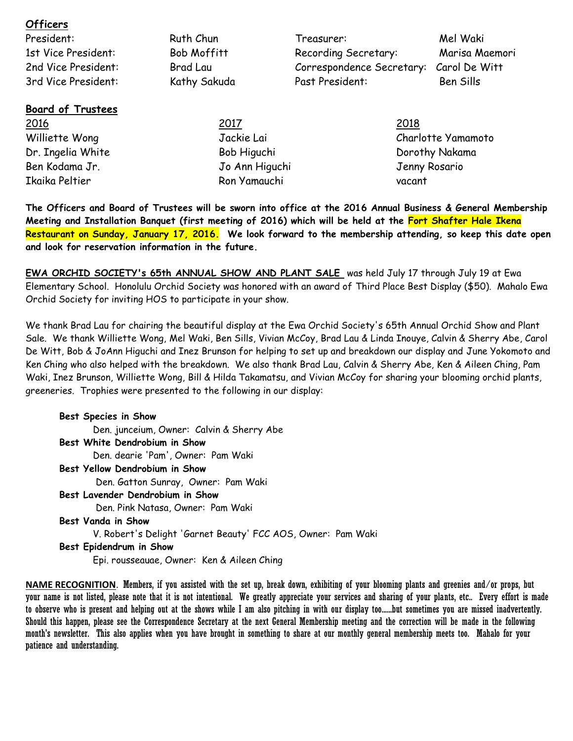**Officers**

| | | | |
|---|---|---|---|
| President: | Ruth Chun | Treasurer: | Mel Waki |
| 1st Vice President: | Bob Moffitt | Recording Secretary: | Marisa Maemori |
| 2nd Vice President: | Brad Lau | Correspondence Secretary: | Carol De Witt |
| 3rd Vice President: | Kathy Sakuda | Past President: | Ben Sills |

**Board of Trustees**

| 2016 | 2017 | 2018 |
|---|---|---|
| Williette Wong | Jackie Lai | Charlotte Yamamoto |
| Dr. Ingelia White | Bob Higuchi | Dorothy Nakama |
| Ben Kodama Jr. | Jo Ann Higuchi | Jenny Rosario |
| Ikaika Peltier | Ron Yamauchi | vacant |

**The Officers and Board of Trustees will be sworn into office at the 2016 Annual Business & General Membership Meeting and Installation Banquet (first meeting of 2016) which will be held at the Fort Shafter Hale Ikena Restaurant on Sunday, January 17, 2016. We look forward to the membership attending, so keep this date open and look for reservation information in the future.**

**EWA ORCHID SOCIETY's 65th ANNUAL SHOW AND PLANT SALE** was held July 17 through July 19 at Ewa Elementary School. Honolulu Orchid Society was honored with an award of Third Place Best Display ($50). Mahalo Ewa Orchid Society for inviting HOS to participate in your show.

We thank Brad Lau for chairing the beautiful display at the Ewa Orchid Society's 65th Annual Orchid Show and Plant Sale. We thank Williette Wong, Mel Waki, Ben Sills, Vivian McCoy, Brad Lau & Linda Inouye, Calvin & Sherry Abe, Carol De Witt, Bob & JoAnn Higuchi and Inez Brunson for helping to set up and breakdown our display and June Yokomoto and Ken Ching who also helped with the breakdown. We also thank Brad Lau, Calvin & Sherry Abe, Ken & Aileen Ching, Pam Waki, Inez Brunson, Williette Wong, Bill & Hilda Takamatsu, and Vivian McCoy for sharing your blooming orchid plants, greeneries. Trophies were presented to the following in our display:

**Best Species in Show**
Den. junceium, Owner: Calvin & Sherry Abe

**Best White Dendrobium in Show**
Den. dearie 'Pam', Owner: Pam Waki

**Best Yellow Dendrobium in Show**
Den. Gatton Sunray, Owner: Pam Waki

**Best Lavender Dendrobium in Show**
Den. Pink Natasa, Owner: Pam Waki

**Best Vanda in Show**
V. Robert's Delight 'Garnet Beauty' FCC AOS, Owner: Pam Waki

**Best Epidendrum in Show**
Epi. rousseauae, Owner: Ken & Aileen Ching

**NAME RECOGNITION**. Members, if you assisted with the set up, break down, exhibiting of your blooming plants and greenies and/or props, but your name is not listed, please note that it is not intentional. We greatly appreciate your services and sharing of your plants, etc.. Every effort is made to observe who is present and helping out at the shows while I am also pitching in with our display too......but sometimes you are missed inadvertently. Should this happen, please see the Correspondence Secretary at the next General Membership meeting and the correction will be made in the following month's newsletter. This also applies when you have brought in something to share at our monthly general membership meets too. Mahalo for your patience and understanding.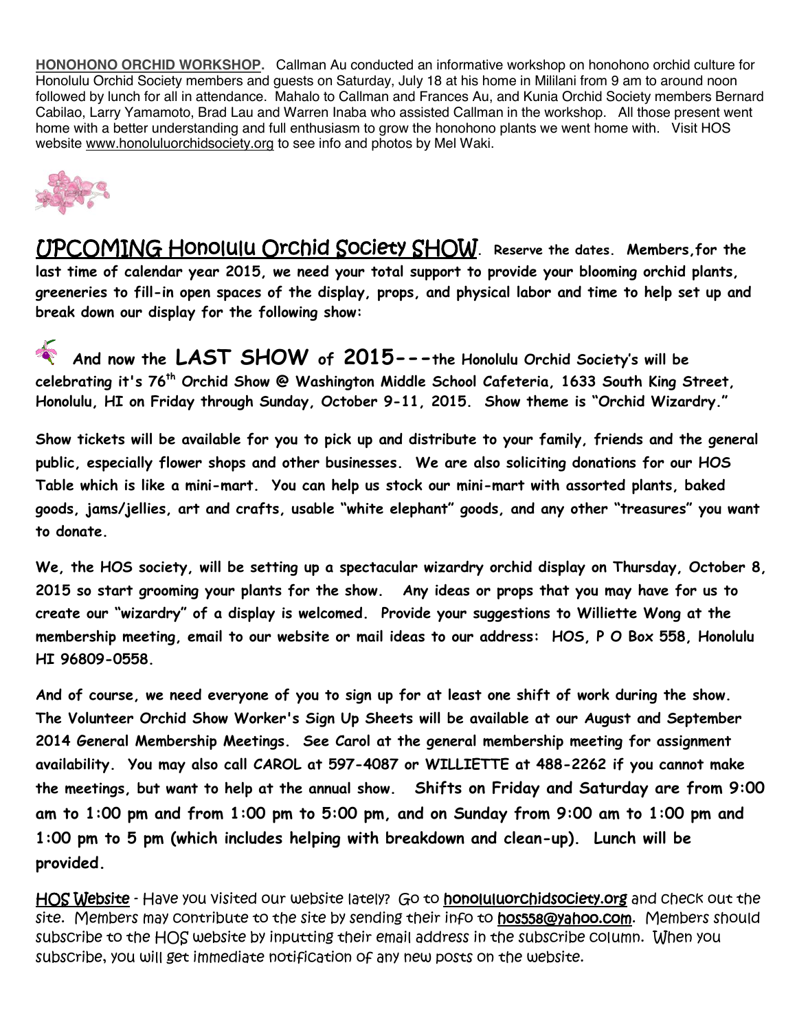**HONOHONO ORCHID WORKSHOP.** Callman Au conducted an informative workshop on honohono orchid culture for Honolulu Orchid Society members and guests on Saturday, July 18 at his home in Mililani from 9 am to around noon followed by lunch for all in attendance. Mahalo to Callman and Frances Au, and Kunia Orchid Society members Bernard Cabilao, Larry Yamamoto, Brad Lau and Warren Inaba who assisted Callman in the workshop. All those present went home with a better understanding and full enthusiasm to grow the honohono plants we went home with. Visit HOS website www.honoluluorchidsociety.org to see info and photos by Mel Waki.

## UPCOMING Honolulu Orchid Society SHOW.

**Reserve the dates. Members,for the last time of calendar year 2015, we need your total support to provide your blooming orchid plants, greeneries to fill-in open spaces of the display, props, and physical labor and time to help set up and break down our display for the following show:**

**And now the LAST SHOW of 2015---the Honolulu Orchid Society's will be celebrating it's 76th Orchid Show @ Washington Middle School Cafeteria, 1633 South King Street, Honolulu, HI on Friday through Sunday, October 9-11, 2015. Show theme is "Orchid Wizardry."**

**Show tickets will be available for you to pick up and distribute to your family, friends and the general public, especially flower shops and other businesses. We are also soliciting donations for our HOS Table which is like a mini-mart. You can help us stock our mini-mart with assorted plants, baked goods, jams/jellies, art and crafts, usable "white elephant" goods, and any other "treasures" you want to donate.**

**We, the HOS society, will be setting up a spectacular wizardry orchid display on Thursday, October 8, 2015 so start grooming your plants for the show. Any ideas or props that you may have for us to create our "wizardry" of a display is welcomed. Provide your suggestions to Williette Wong at the membership meeting, email to our website or mail ideas to our address: HOS, P O Box 558, Honolulu HI 96809-0558.**

**And of course, we need everyone of you to sign up for at least one shift of work during the show. The Volunteer Orchid Show Worker's Sign Up Sheets will be available at our August and September 2014 General Membership Meetings. See Carol at the general membership meeting for assignment availability. You may also call CAROL at 597-4087 or WILLIETTE at 488-2262 if you cannot make the meetings, but want to help at the annual show. Shifts on Friday and Saturday are from 9:00 am to 1:00 pm and from 1:00 pm to 5:00 pm, and on Sunday from 9:00 am to 1:00 pm and 1:00 pm to 5 pm (which includes helping with breakdown and clean-up). Lunch will be provided.**

HOS Website - Have you visited our website lately? Go to **honoluluorchidsociety.org** and check out the site. Members may contribute to the site by sending their info to **hos558@yahoo.com**. Members should subscribe to the HOS website by inputting their email address in the subscribe column. When you subscribe, you will get immediate notification of any new posts on the website.